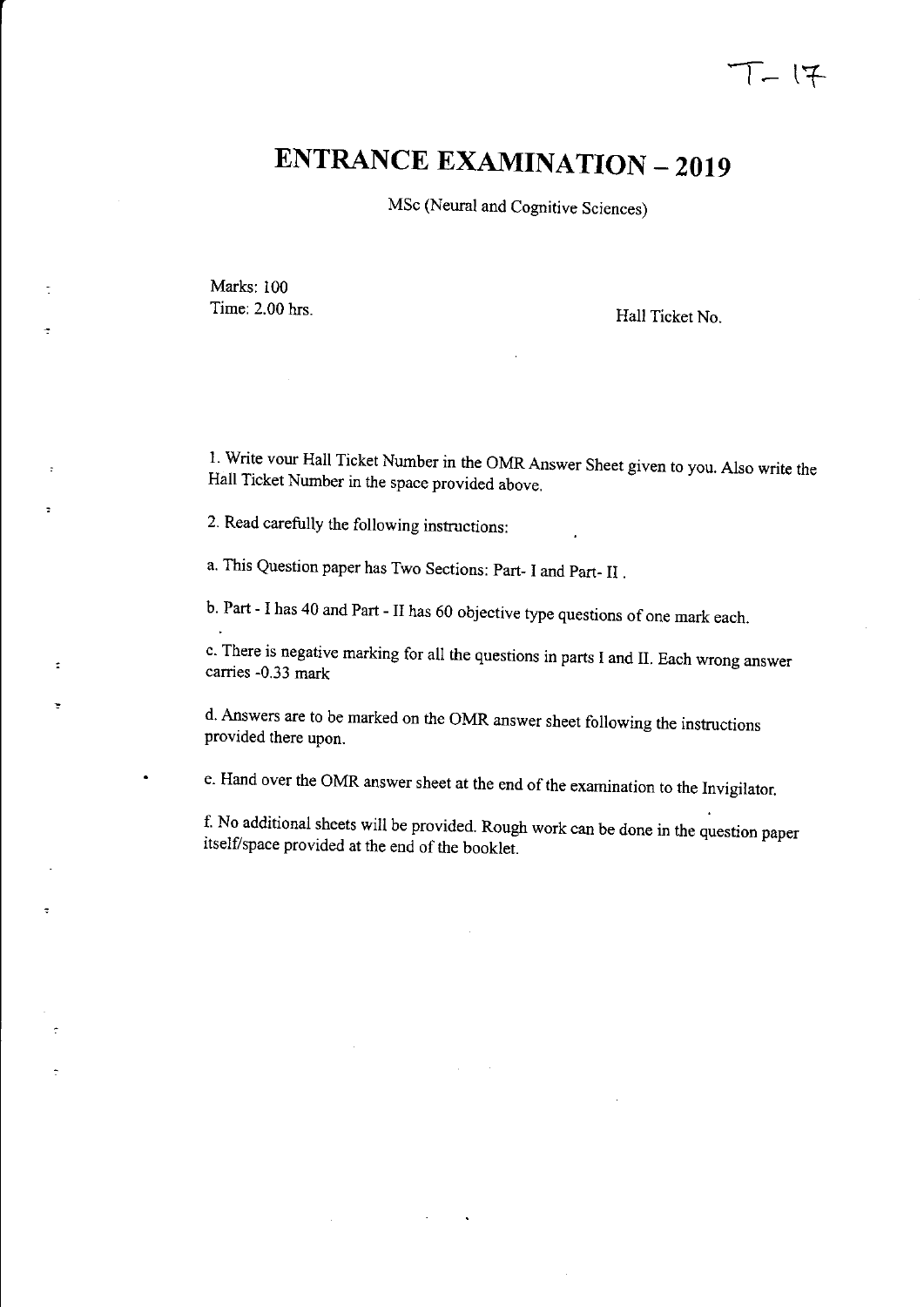T- 17

# ENTRANCE EXAMINATION – 2019

MSc (Neural and Cognitive Sciences)

Marks: 100

Time: 2.00 hrs.

Hall Ticket No.

1. Write vour Hall Ticket Number in the OMR Answer Sheet given to you. Also write the Hall Ticket Number in the space provided above.

2. Read carefully the following instructions:

a. This Question paper has Two Sections: Part- I and Part- II .

b. Part - I has 40 and Part - II has 60 objective type questions of one mark each.

c. There is negative marking for all the questions in parts I and II. Each wrong answer carries -0.33 mark

d. Answers are to be marked on the OMR answer sheet following the instructions provided there upon.

e. Hand over the OMR answer sheet at the end of the examination to the Invigilator.

f. No additional sheets will be provided. Rough work can be done in the question paper itself/space provided at the end of the booklet.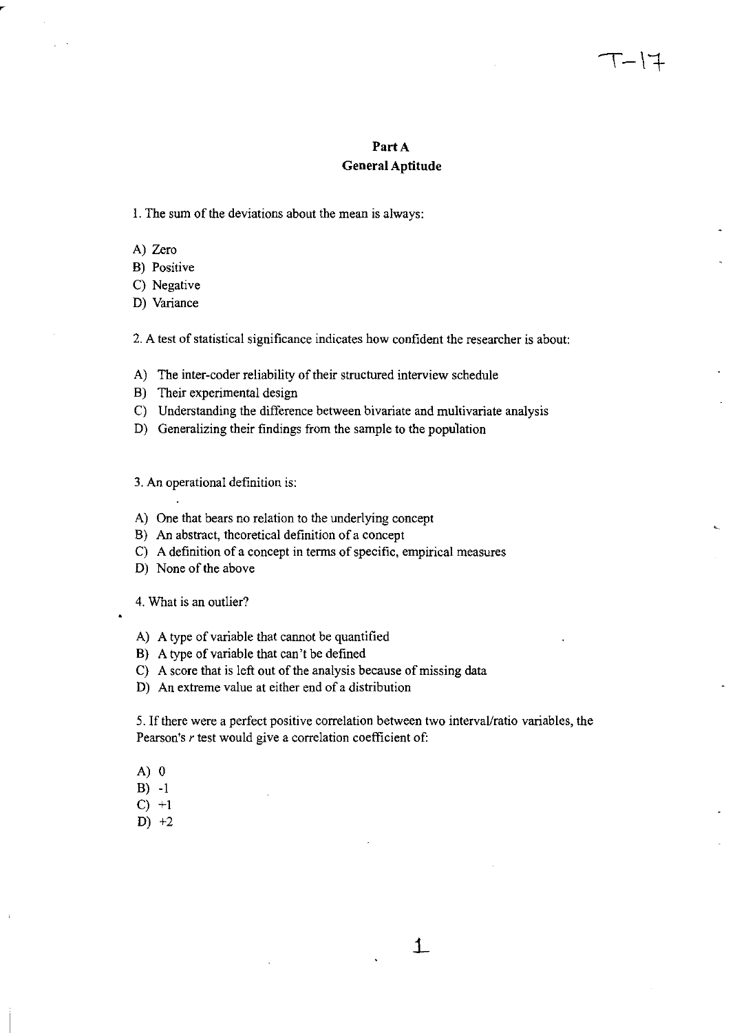T-17

## Part A

## General Aptitude

1. The sum of the deviations about the mean is always:

A) Zero
B) Positive
C) Negative
D) Variance

2. A test of statistical significance indicates how confident the researcher is about:

A) The inter-coder reliability of their structured interview schedule
B) Their experimental design
C) Understanding the difference between bivariate and multivariate analysis
D) Generalizing their findings from the sample to the population

3. An operational definition is:

A) One that bears no relation to the underlying concept
B) An abstract, theoretical definition of a concept
C) A definition of a concept in terms of specific, empirical measures
D) None of the above

4. What is an outlier?

A) A type of variable that cannot be quantified
B) A type of variable that can't be defined
C) A score that is left out of the analysis because of missing data
D) An extreme value at either end of a distribution

5. If there were a perfect positive correlation between two interval/ratio variables, the Pearson's $r$ test would give a correlation coefficient of:

A) 0
B) -1
C) +1
D) +2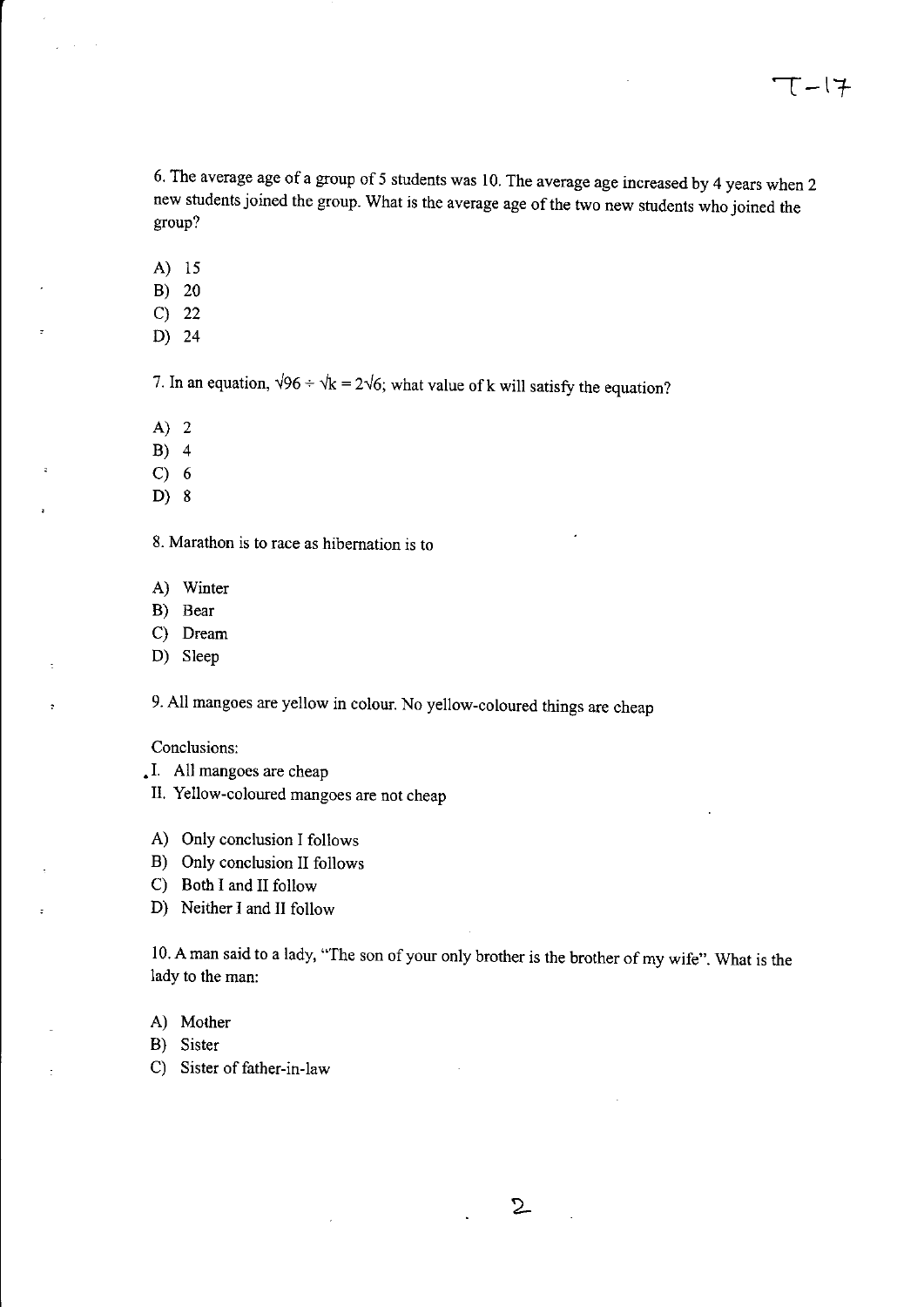6. The average age of a group of 5 students was 10. The average age increased by 4 years when 2 new students joined the group. What is the average age of the two new students who joined the group?

A) 15
B) 20
C) 22
D) 24

7. In an equation, $\sqrt{96} \div \sqrt{k} = 2\sqrt{6}$; what value of k will satisfy the equation?

A) 2
B) 4
C) 6
D) 8

8. Marathon is to race as hibernation is to

A) Winter
B) Bear
C) Dream
D) Sleep

9. All mangoes are yellow in colour. No yellow-coloured things are cheap

Conclusions:

I. All mangoes are cheap
II. Yellow-coloured mangoes are not cheap

A) Only conclusion I follows
B) Only conclusion II follows
C) Both I and II follow
D) Neither I and II follow

10. A man said to a lady, "The son of your only brother is the brother of my wife". What is the lady to the man:

A) Mother
B) Sister
C) Sister of father-in-law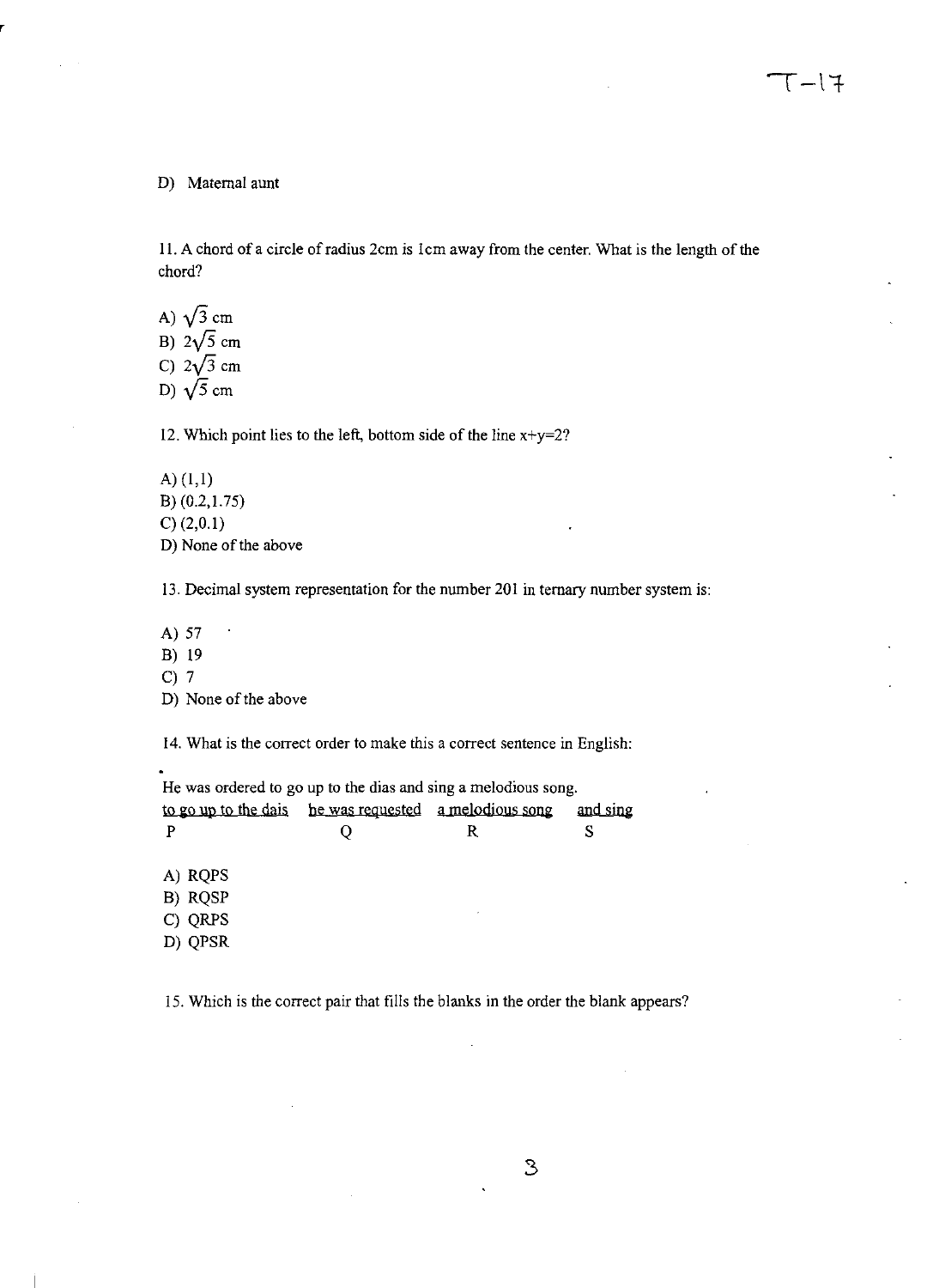D) Maternal aunt

11. A chord of a circle of radius 2cm is 1cm away from the center. What is the length of the chord?

A) $\sqrt{3}$ cm
B) $2\sqrt{5}$ cm
C) $2\sqrt{3}$ cm
D) $\sqrt{5}$ cm

12. Which point lies to the left, bottom side of the line x+y=2?

A) (1,1)
B) (0.2,1.75)
C) (2,0.1)
D) None of the above

13. Decimal system representation for the number 201 in ternary number system is:

A) 57
B) 19
C) 7
D) None of the above

14. What is the correct order to make this a correct sentence in English:

He was ordered to go up to the dias and sing a melodious song.

| to go up to the dais | he was requested | a melodious song | and sing |
|---|---|---|---|
| P | Q | R | S |

A) RQPS
B) RQSP
C) QRPS
D) QPSR

15. Which is the correct pair that fills the blanks in the order the blank appears?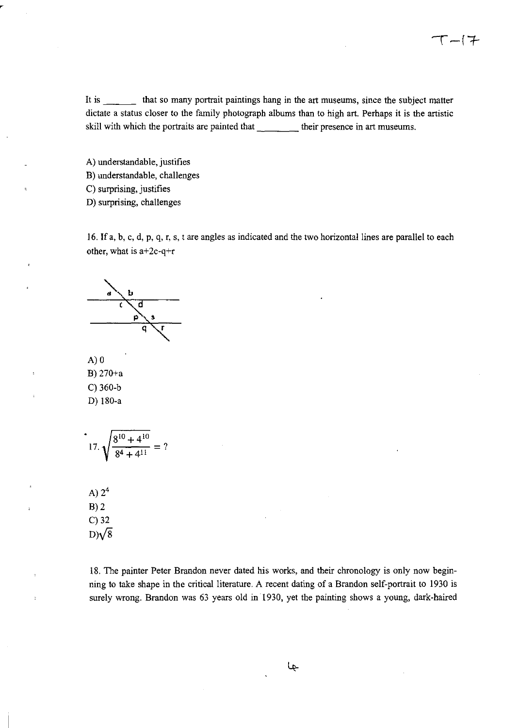It is ______ that so many portrait paintings hang in the art museums, since the subject matter dictate a status closer to the family photograph albums than to high art. Perhaps it is the artistic skill with which the portraits are painted that ________ their presence in art museums.

A) understandable, justifies
B) understandable, challenges
C) surprising, justifies
D) surprising, challenges

16. If a, b, c, d, p, q, r, s, t are angles as indicated and the two horizontal lines are parallel to each other, what is a+2c-q+r

A) 0
B) 270+a
C) 360-b
D) 180-a

17. $\sqrt{\dfrac{8^{10}+4^{10}}{8^4+4^{11}}} = ?$

A) $2^4$
B) 2
C) 32
D) $\sqrt{8}$

18. The painter Peter Brandon never dated his works, and their chronology is only now beginning to take shape in the critical literature. A recent dating of a Brandon self-portrait to 1930 is surely wrong. Brandon was 63 years old in 1930, yet the painting shows a young, dark-haired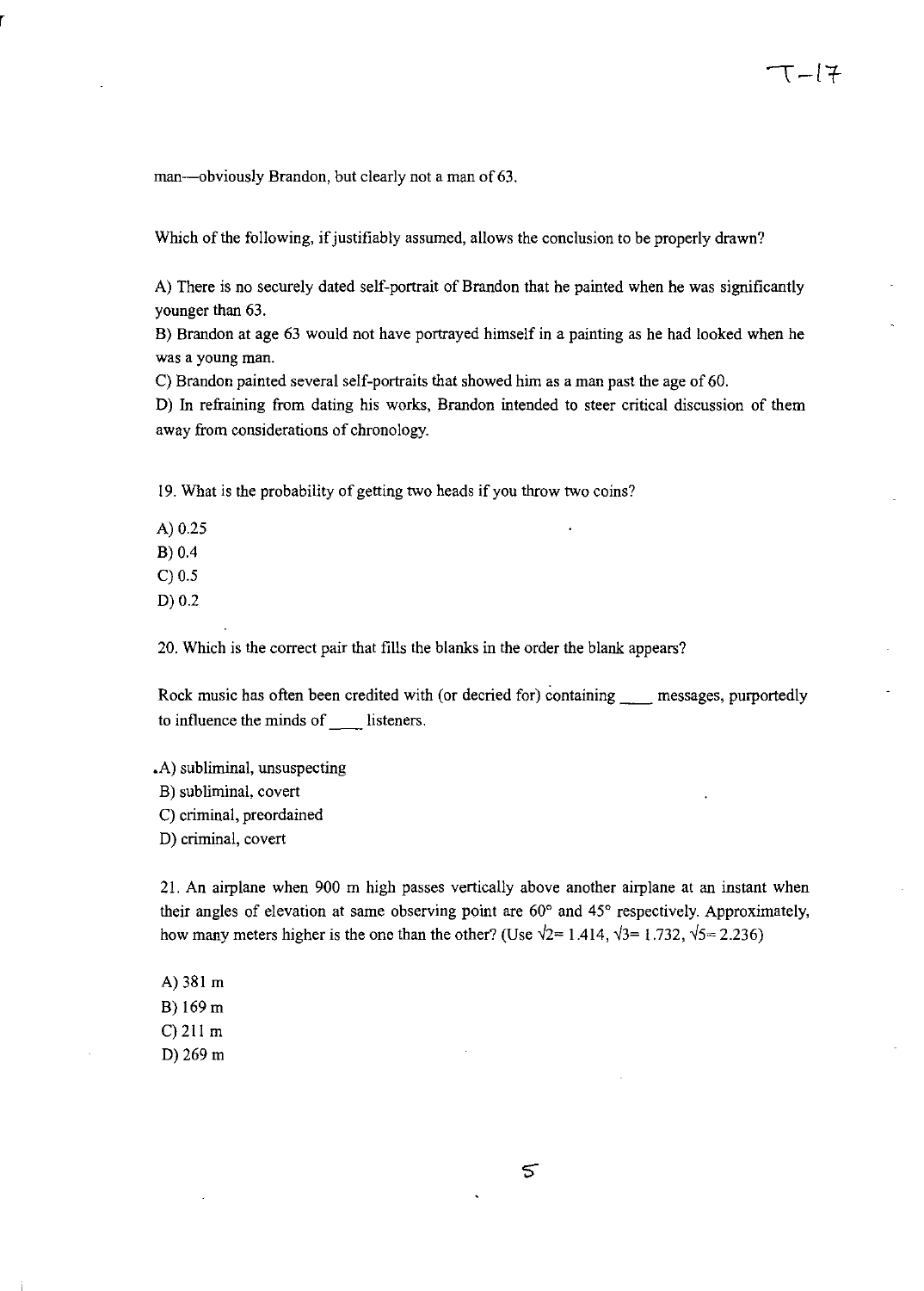man—obviously Brandon, but clearly not a man of 63.

Which of the following, if justifiably assumed, allows the conclusion to be properly drawn?

A) There is no securely dated self-portrait of Brandon that he painted when he was significantly younger than 63.
B) Brandon at age 63 would not have portrayed himself in a painting as he had looked when he was a young man.
C) Brandon painted several self-portraits that showed him as a man past the age of 60.
D) In refraining from dating his works, Brandon intended to steer critical discussion of them away from considerations of chronology.

19. What is the probability of getting two heads if you throw two coins?

A) 0.25
B) 0.4
C) 0.5
D) 0.2

20. Which is the correct pair that fills the blanks in the order the blank appears?

Rock music has often been credited with (or decried for) containing ____ messages, purportedly to influence the minds of ____ listeners.

A) subliminal, unsuspecting
B) subliminal, covert
C) criminal, preordained
D) criminal, covert

21. An airplane when 900 m high passes vertically above another airplane at an instant when their angles of elevation at same observing point are 60° and 45° respectively. Approximately, how many meters higher is the one than the other? (Use $\sqrt{2}= 1.414$, $\sqrt{3}= 1.732$, $\sqrt{5}= 2.236$)

A) 381 m
B) 169 m
C) 211 m
D) 269 m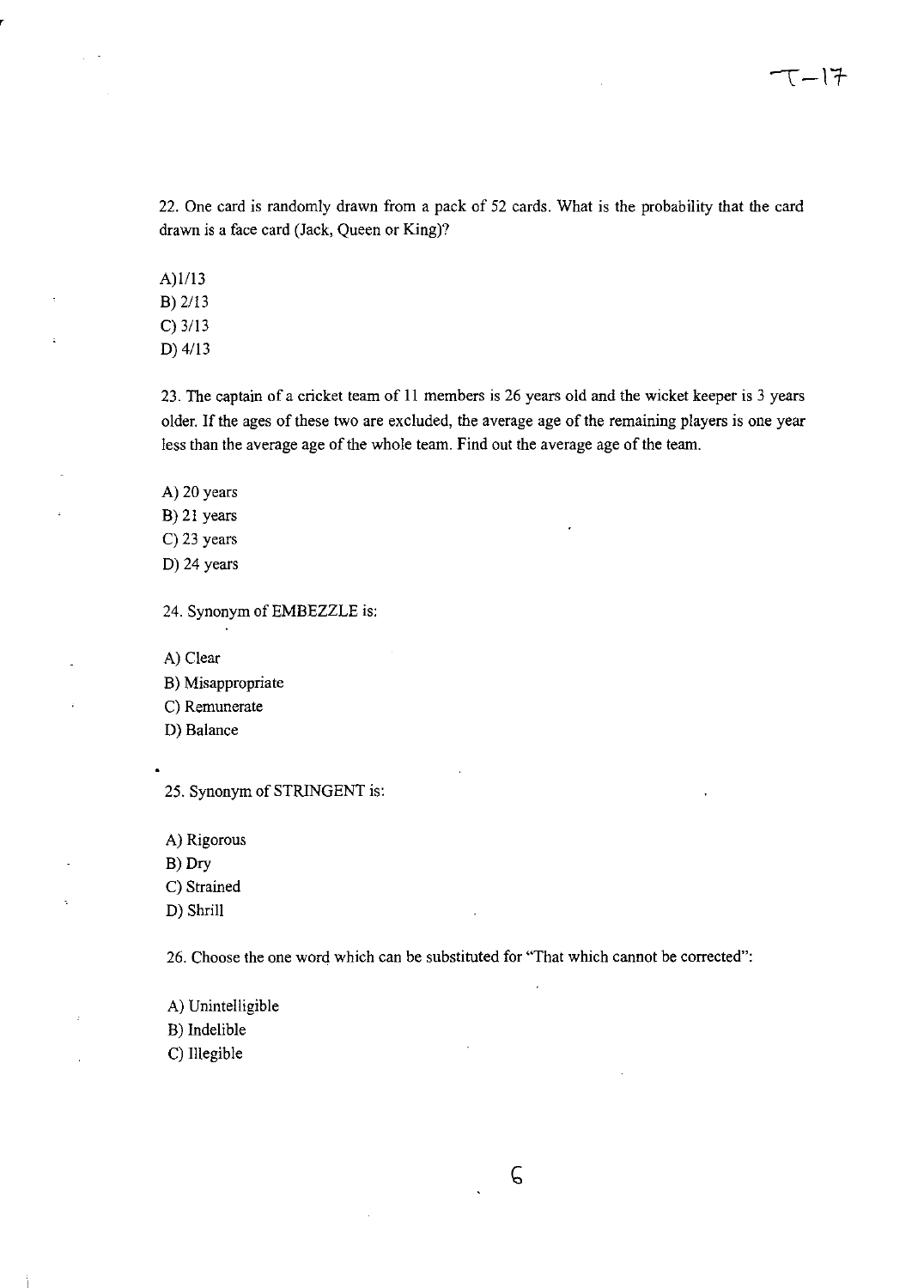22. One card is randomly drawn from a pack of 52 cards. What is the probability that the card drawn is a face card (Jack, Queen or King)?

A)1/13
B) 2/13
C) 3/13
D) 4/13

23. The captain of a cricket team of 11 members is 26 years old and the wicket keeper is 3 years older. If the ages of these two are excluded, the average age of the remaining players is one year less than the average age of the whole team. Find out the average age of the team.

A) 20 years
B) 21 years
C) 23 years
D) 24 years

24. Synonym of EMBEZZLE is:

A) Clear
B) Misappropriate
C) Remunerate
D) Balance

25. Synonym of STRINGENT is:

A) Rigorous
B) Dry
C) Strained
D) Shrill

26. Choose the one word which can be substituted for "That which cannot be corrected":

A) Unintelligible
B) Indelible
C) Illegible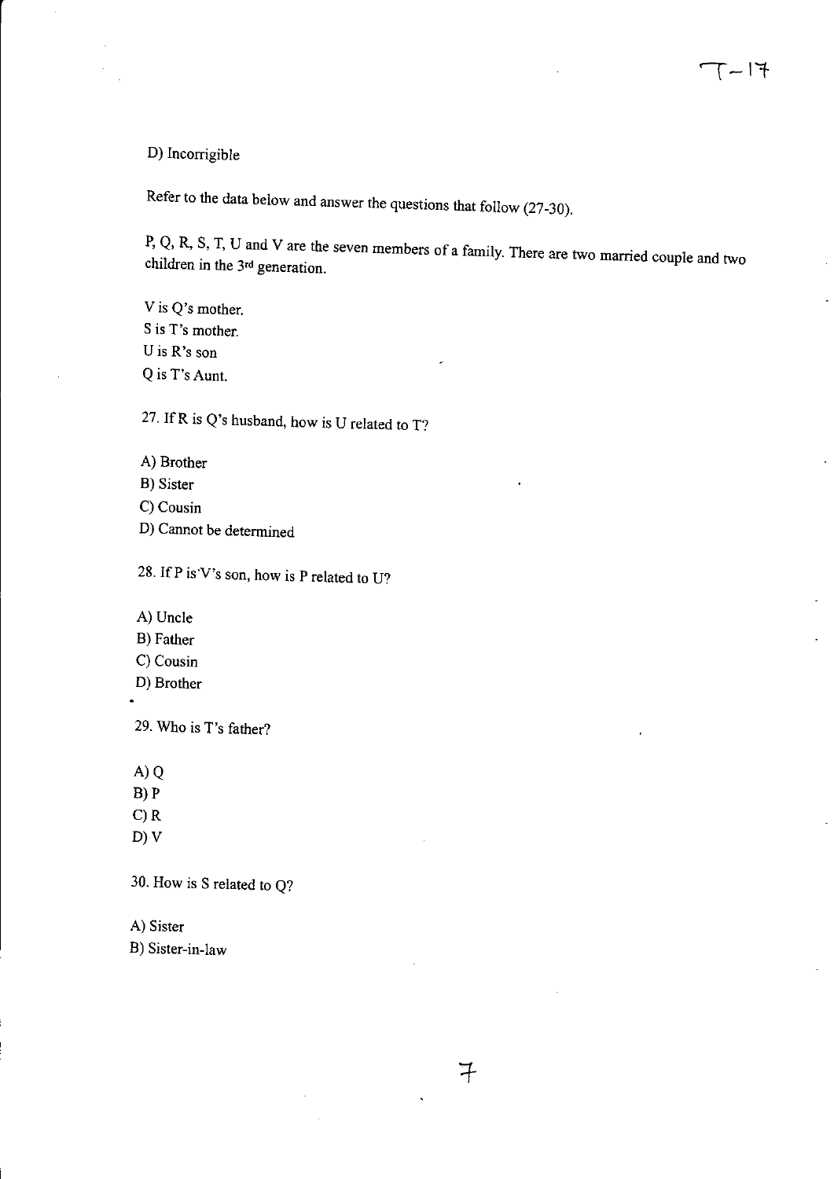D) Incorrigible

Refer to the data below and answer the questions that follow (27-30).

P, Q, R, S, T, U and V are the seven members of a family. There are two married couple and two children in the 3rd generation.

V is Q's mother.
S is T's mother.
U is R's son
Q is T's Aunt.

27. If R is Q's husband, how is U related to T?

A) Brother
B) Sister
C) Cousin
D) Cannot be determined

28. If P is V's son, how is P related to U?

A) Uncle
B) Father
C) Cousin
D) Brother

29. Who is T's father?

A) Q
B) P
C) R
D) V

30. How is S related to Q?

A) Sister
B) Sister-in-law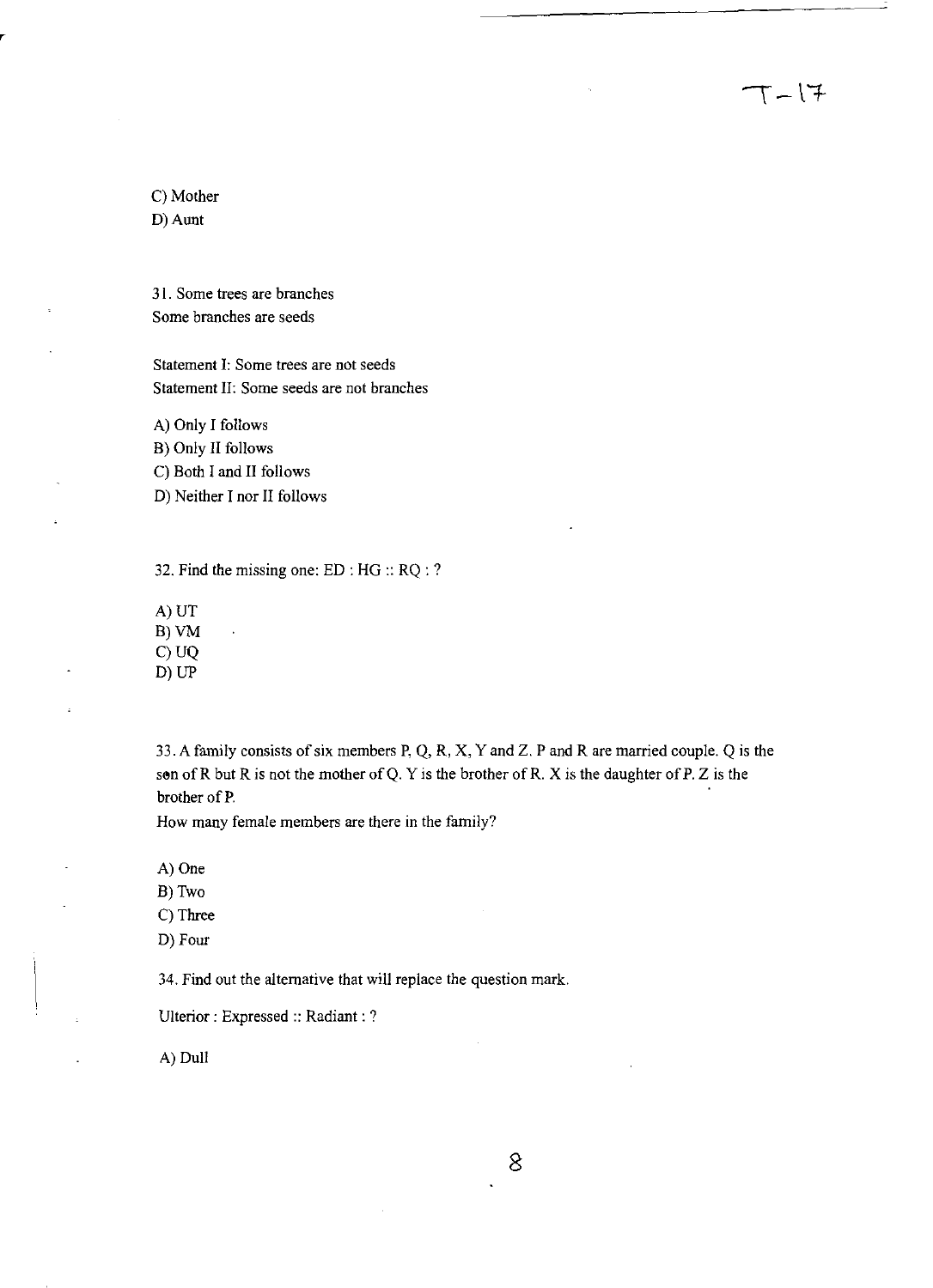C) Mother

D) Aunt

31. Some trees are branches
Some branches are seeds

Statement I: Some trees are not seeds
Statement II: Some seeds are not branches

A) Only I follows
B) Only II follows
C) Both I and II follows
D) Neither I nor II follows

32. Find the missing one: ED : HG :: RQ : ?

A) UT
B) VM
C) UQ
D) UP

33. A family consists of six members P, Q, R, X, Y and Z. P and R are married couple. Q is the son of R but R is not the mother of Q. Y is the brother of R. X is the daughter of P. Z is the brother of P.
How many female members are there in the family?

A) One
B) Two
C) Three
D) Four

34. Find out the alternative that will replace the question mark.

Ulterior : Expressed :: Radiant : ?

A) Dull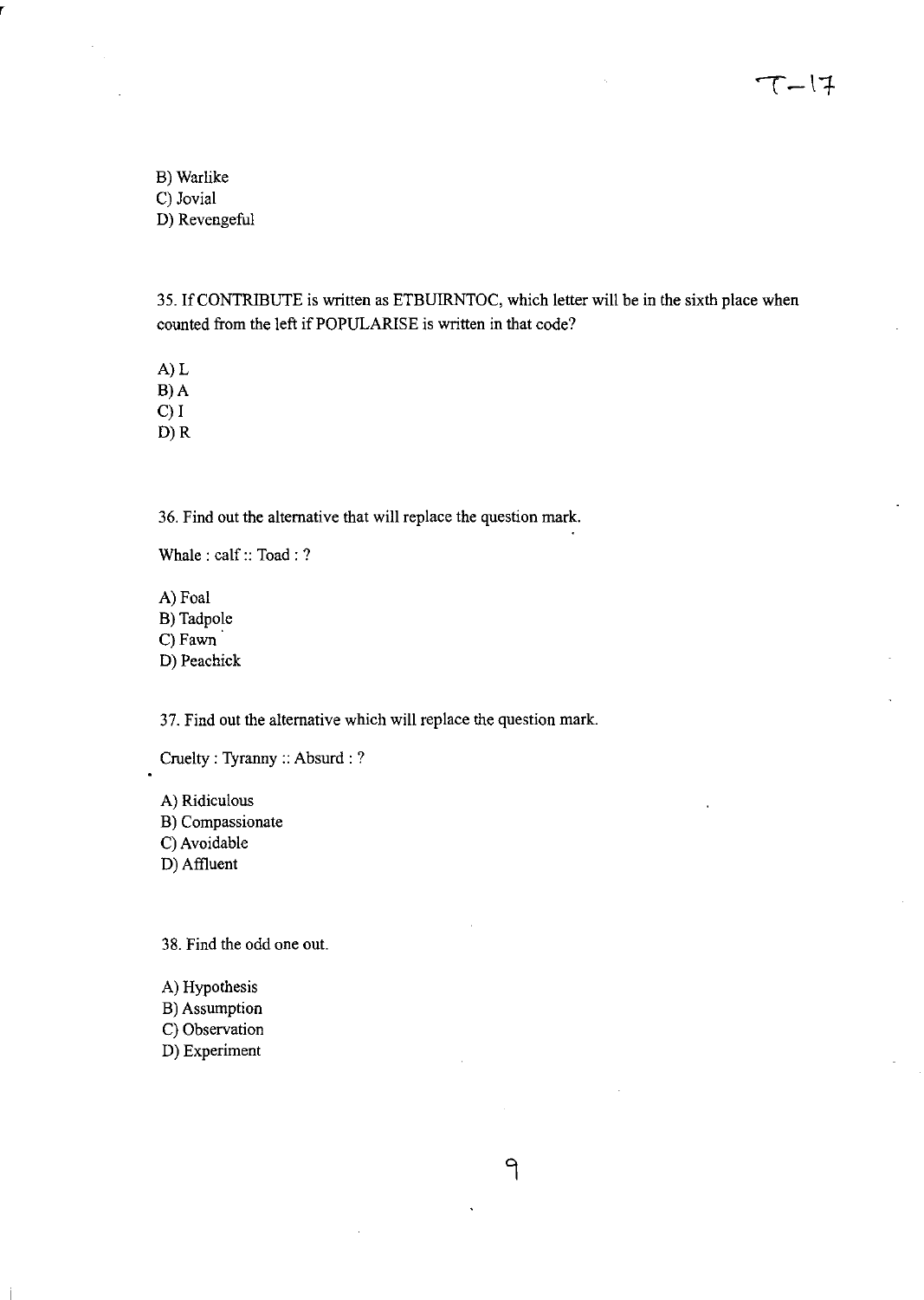B) Warlike
C) Jovial
D) Revengeful

35. If CONTRIBUTE is written as ETBUIRNTOC, which letter will be in the sixth place when counted from the left if POPULARISE is written in that code?

A) L
B) A
C) I
D) R

36. Find out the alternative that will replace the question mark.

Whale : calf :: Toad : ?

A) Foal
B) Tadpole
C) Fawn
D) Peachick

37. Find out the alternative which will replace the question mark.

Cruelty : Tyranny :: Absurd : ?

A) Ridiculous
B) Compassionate
C) Avoidable
D) Affluent

38. Find the odd one out.

A) Hypothesis
B) Assumption
C) Observation
D) Experiment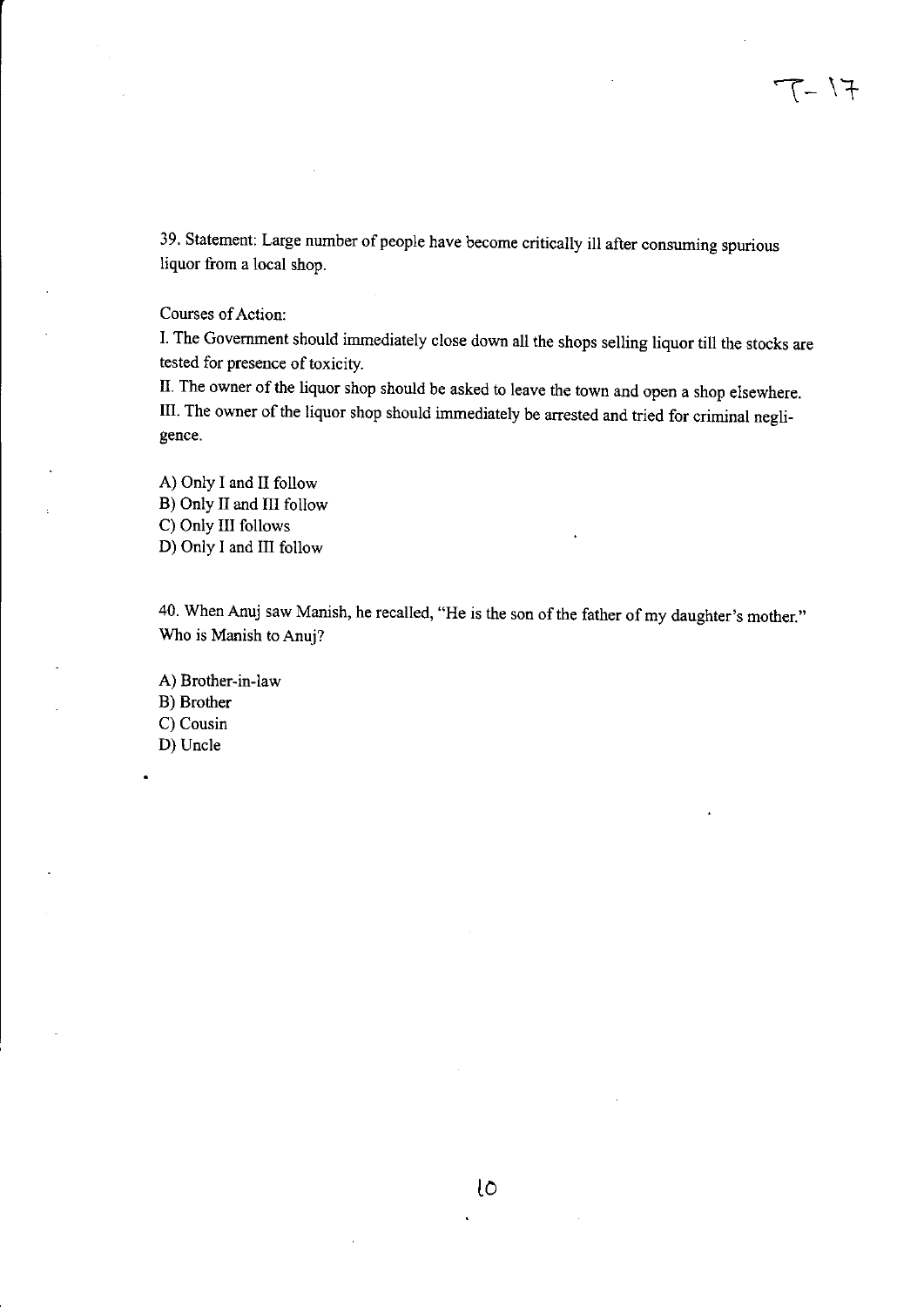39. Statement: Large number of people have become critically ill after consuming spurious liquor from a local shop.

Courses of Action:

I. The Government should immediately close down all the shops selling liquor till the stocks are tested for presence of toxicity.

II. The owner of the liquor shop should be asked to leave the town and open a shop elsewhere.

III. The owner of the liquor shop should immediately be arrested and tried for criminal negligence.

A) Only I and II follow

B) Only II and III follow

C) Only III follows

D) Only I and III follow

40. When Anuj saw Manish, he recalled, "He is the son of the father of my daughter's mother." Who is Manish to Anuj?

A) Brother-in-law

B) Brother

C) Cousin

D) Uncle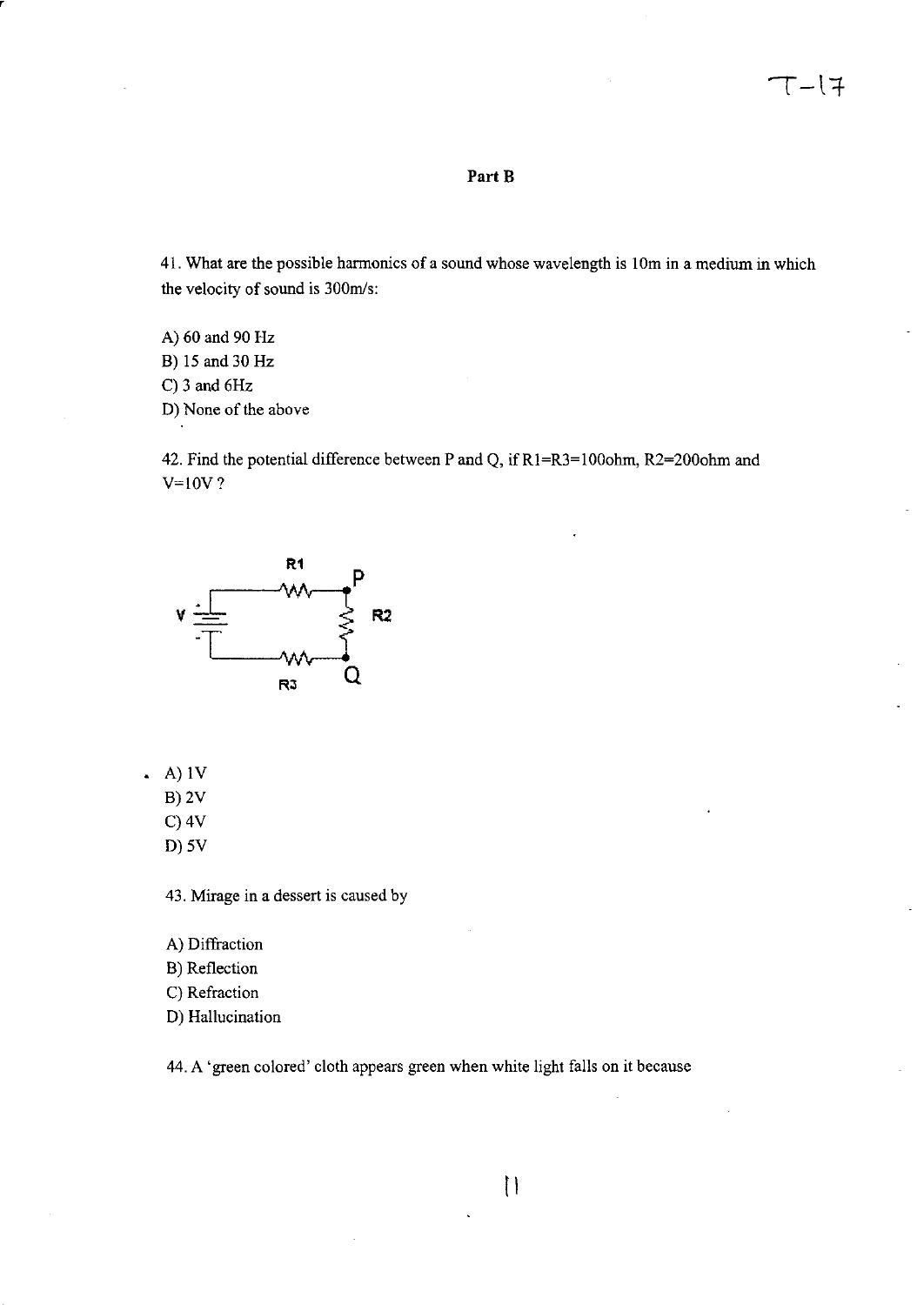## Part B

41. What are the possible harmonics of a sound whose wavelength is 10m in a medium in which the velocity of sound is 300m/s:

A) 60 and 90 Hz
B) 15 and 30 Hz
C) 3 and 6Hz
D) None of the above

42. Find the potential difference between P and Q, if R1=R3=100ohm, R2=200ohm and V=10V ?

A) 1V
B) 2V
C) 4V
D) 5V

43. Mirage in a dessert is caused by

A) Diffraction
B) Reflection
C) Refraction
D) Hallucination

44. A 'green colored' cloth appears green when white light falls on it because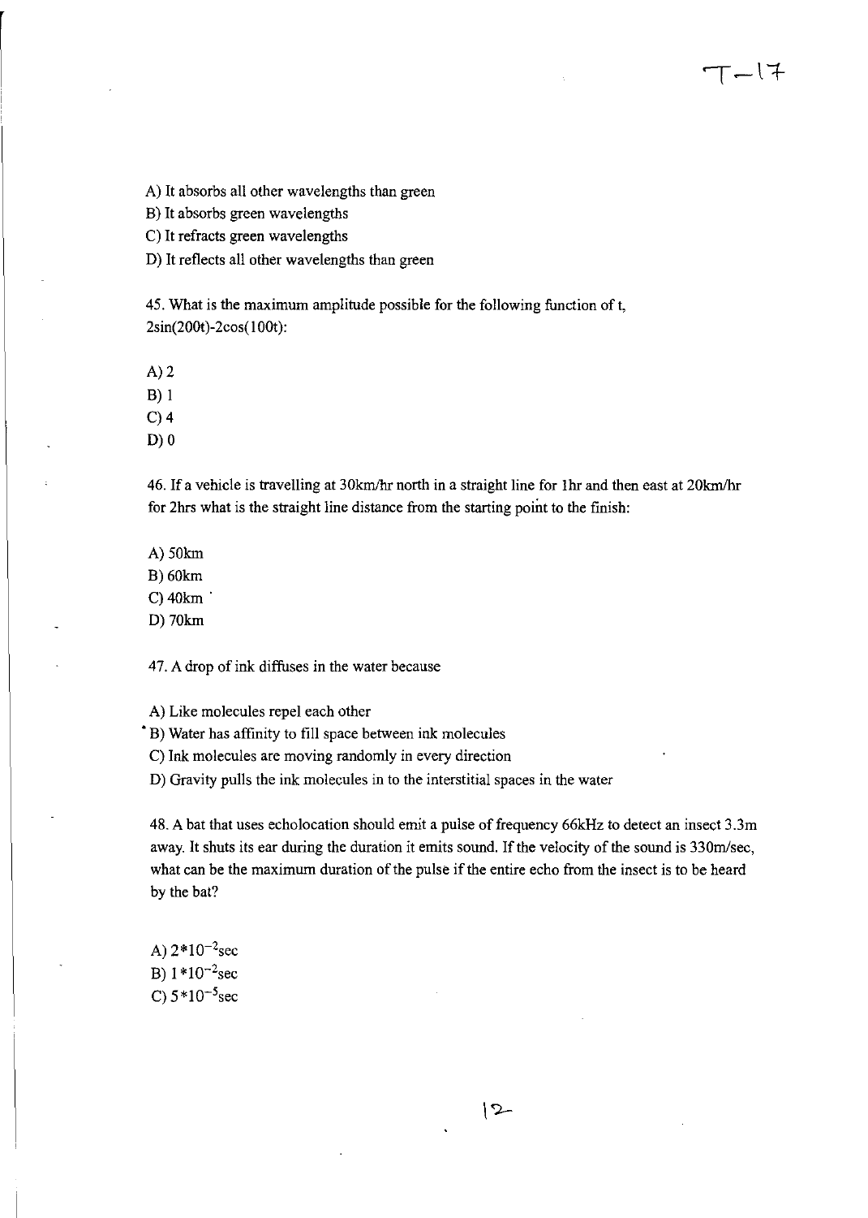A) It absorbs all other wavelengths than green

B) It absorbs green wavelengths

C) It refracts green wavelengths

D) It reflects all other wavelengths than green

45. What is the maximum amplitude possible for the following function of t, $2\sin(200t)-2\cos(100t)$:

A) 2

B) 1

C) 4

D) 0

46. If a vehicle is travelling at 30km/hr north in a straight line for 1hr and then east at 20km/hr for 2hrs what is the straight line distance from the starting point to the finish:

A) 50km

B) 60km

C) 40km

D) 70km

47. A drop of ink diffuses in the water because

A) Like molecules repel each other

B) Water has affinity to fill space between ink molecules

C) Ink molecules are moving randomly in every direction

D) Gravity pulls the ink molecules in to the interstitial spaces in the water

48. A bat that uses echolocation should emit a pulse of frequency 66kHz to detect an insect 3.3m away. It shuts its ear during the duration it emits sound. If the velocity of the sound is 330m/sec, what can be the maximum duration of the pulse if the entire echo from the insect is to be heard by the bat?

A) $2*10^{-2}$sec

B) $1*10^{-2}$sec

C) $5*10^{-5}$sec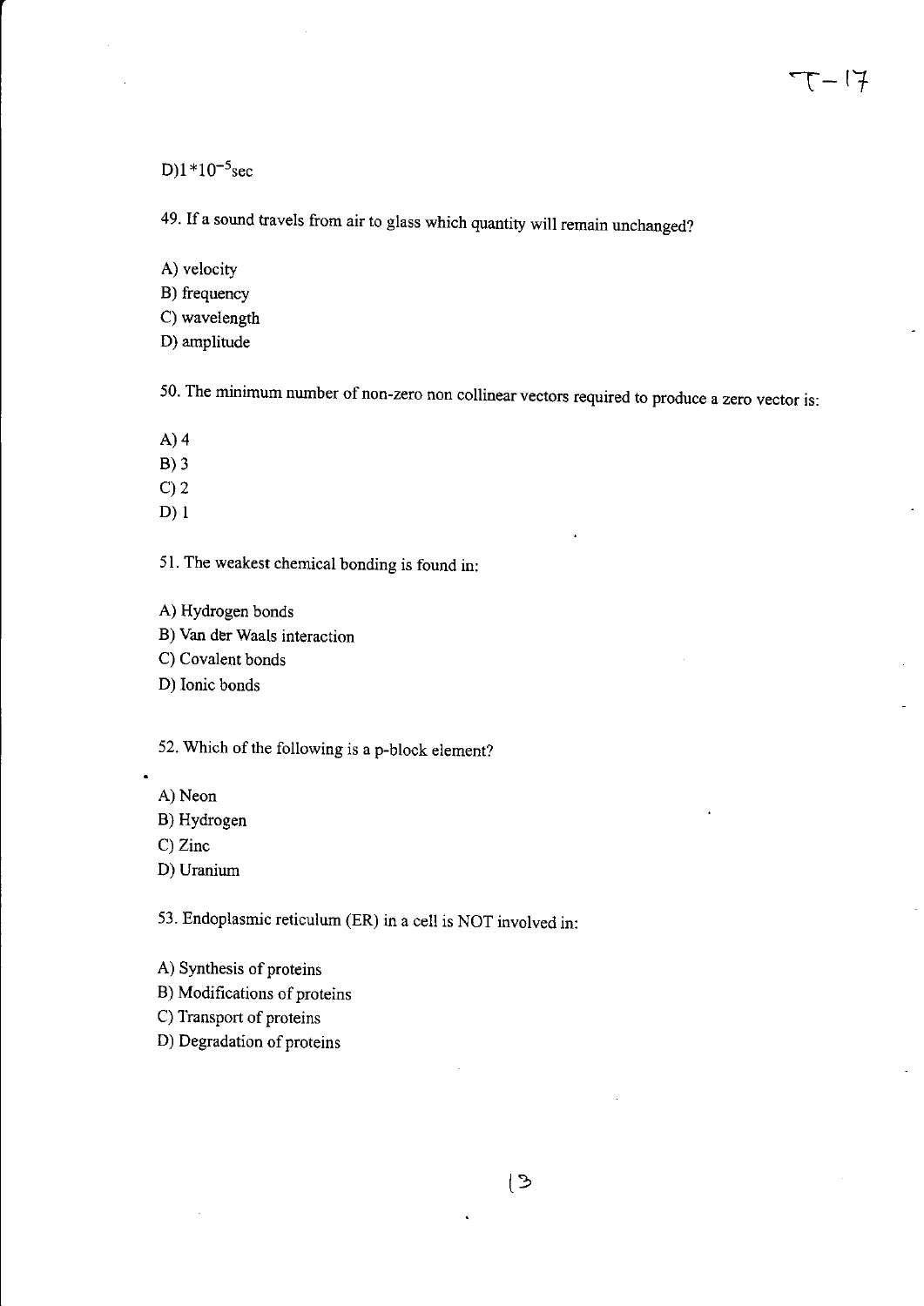D) $1*10^{-5}$sec

49. If a sound travels from air to glass which quantity will remain unchanged?

A) velocity
B) frequency
C) wavelength
D) amplitude

50. The minimum number of non-zero non collinear vectors required to produce a zero vector is:

A) 4
B) 3
C) 2
D) 1

51. The weakest chemical bonding is found in:

A) Hydrogen bonds
B) Van der Waals interaction
C) Covalent bonds
D) Ionic bonds

52. Which of the following is a p-block element?

A) Neon
B) Hydrogen
C) Zinc
D) Uranium

53. Endoplasmic reticulum (ER) in a cell is NOT involved in:

A) Synthesis of proteins
B) Modifications of proteins
C) Transport of proteins
D) Degradation of proteins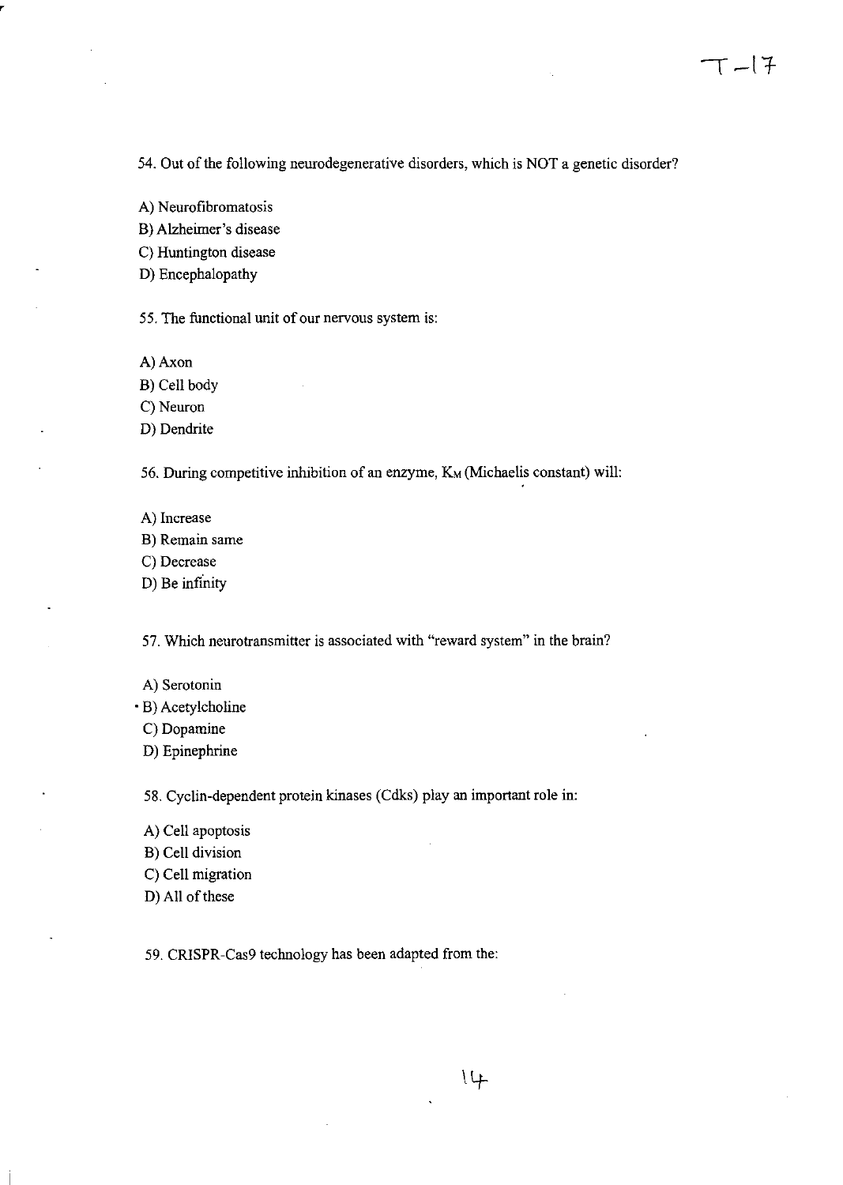54. Out of the following neurodegenerative disorders, which is NOT a genetic disorder?

A) Neurofibromatosis
B) Alzheimer's disease
C) Huntington disease
D) Encephalopathy

55. The functional unit of our nervous system is:

A) Axon
B) Cell body
C) Neuron
D) Dendrite

56. During competitive inhibition of an enzyme, $K_M$ (Michaelis constant) will:

A) Increase
B) Remain same
C) Decrease
D) Be infinity

57. Which neurotransmitter is associated with "reward system" in the brain?

A) Serotonin
B) Acetylcholine
C) Dopamine
D) Epinephrine

58. Cyclin-dependent protein kinases (Cdks) play an important role in:

A) Cell apoptosis
B) Cell division
C) Cell migration
D) All of these

59. CRISPR-Cas9 technology has been adapted from the: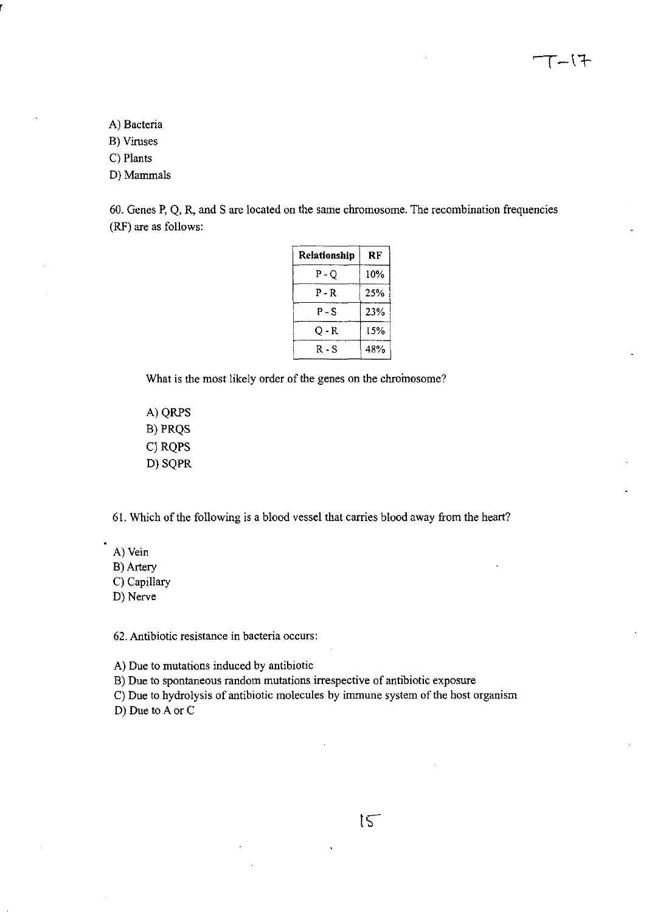A) Bacteria
B) Viruses
C) Plants
D) Mammals

60. Genes P, Q, R, and S are located on the same chromosome. The recombination frequencies (RF) are as follows:

| Relationship | RF |
| --- | --- |
| P - Q | 10% |
| P - R | 25% |
| P - S | 23% |
| Q - R | 15% |
| R - S | 48% |

What is the most likely order of the genes on the chromosome?

A) QRPS
B) PRQS
C) RQPS
D) SQPR

61. Which of the following is a blood vessel that carries blood away from the heart?

A) Vein
B) Artery
C) Capillary
D) Nerve

62. Antibiotic resistance in bacteria occurs:

A) Due to mutations induced by antibiotic
B) Due to spontaneous random mutations irrespective of antibiotic exposure
C) Due to hydrolysis of antibiotic molecules by immune system of the host organism
D) Due to A or C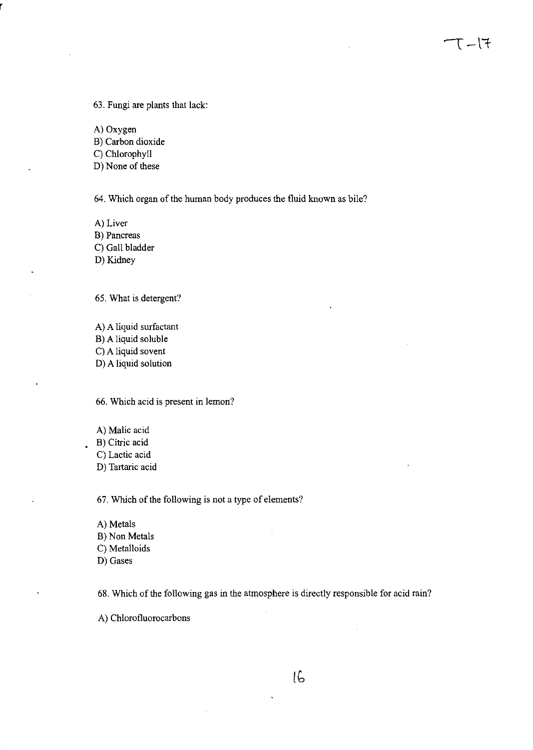63. Fungi are plants that lack:

A) Oxygen
B) Carbon dioxide
C) Chlorophyll
D) None of these

64. Which organ of the human body produces the fluid known as bile?

A) Liver
B) Pancreas
C) Gall bladder
D) Kidney

65. What is detergent?

A) A liquid surfactant
B) A liquid soluble
C) A liquid sovent
D) A liquid solution

66. Which acid is present in lemon?

A) Malic acid
B) Citric acid
C) Lactic acid
D) Tartaric acid

67. Which of the following is not a type of elements?

A) Metals
B) Non Metals
C) Metalloids
D) Gases

68. Which of the following gas in the atmosphere is directly responsible for acid rain?

A) Chlorofluorocarbons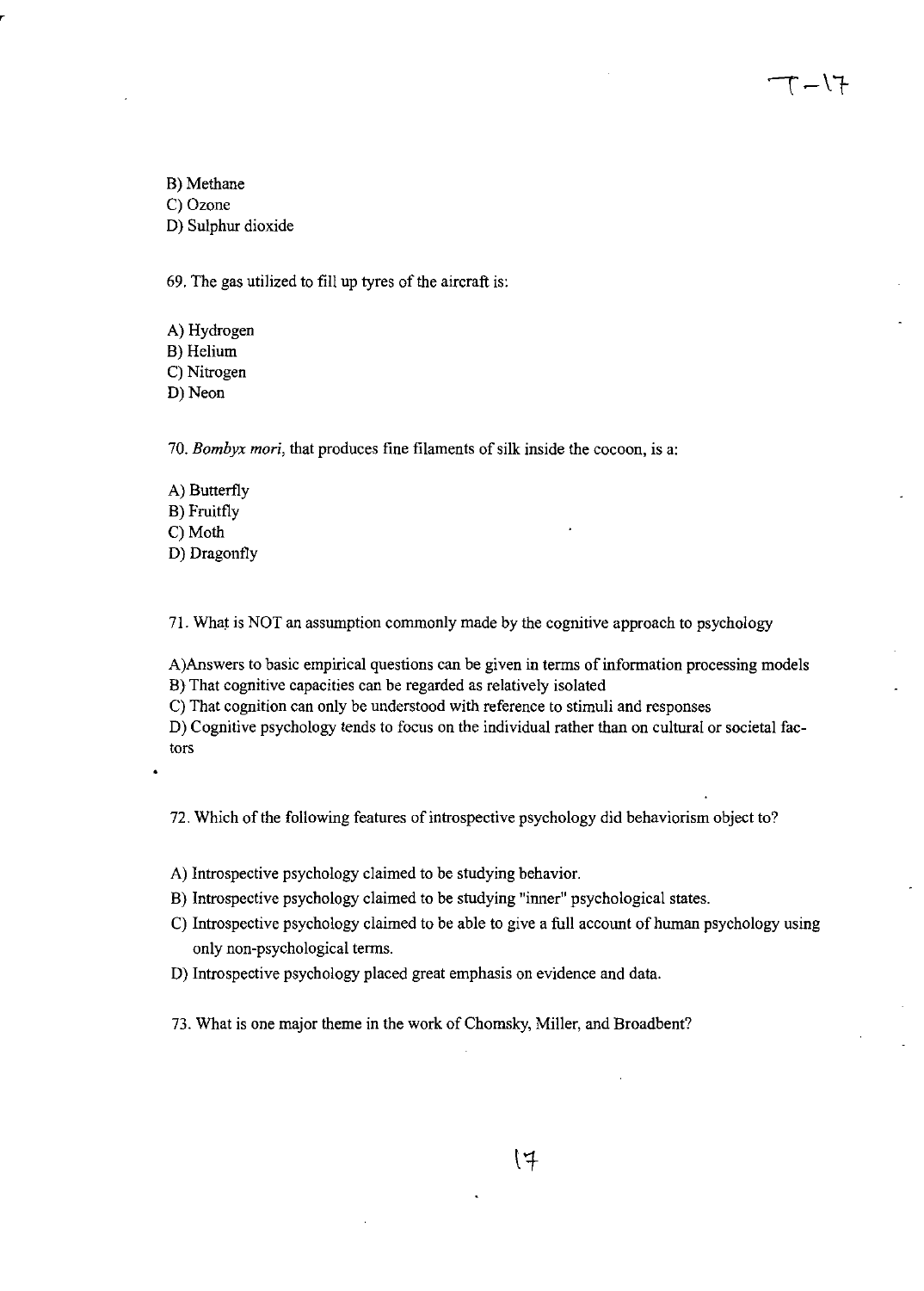B) Methane  
C) Ozone  
D) Sulphur dioxide

69. The gas utilized to fill up tyres of the aircraft is:

A) Hydrogen  
B) Helium  
C) Nitrogen  
D) Neon

70. *Bombyx mori*, that produces fine filaments of silk inside the cocoon, is a:

A) Butterfly  
B) Fruitfly  
C) Moth  
D) Dragonfly

71. What is NOT an assumption commonly made by the cognitive approach to psychology

A)Answers to basic empirical questions can be given in terms of information processing models  
B) That cognitive capacities can be regarded as relatively isolated  
C) That cognition can only be understood with reference to stimuli and responses  
D) Cognitive psychology tends to focus on the individual rather than on cultural or societal factors

72. Which of the following features of introspective psychology did behaviorism object to?

A) Introspective psychology claimed to be studying behavior.  
B) Introspective psychology claimed to be studying "inner" psychological states.  
C) Introspective psychology claimed to be able to give a full account of human psychology using only non-psychological terms.  
D) Introspective psychology placed great emphasis on evidence and data.

73. What is one major theme in the work of Chomsky, Miller, and Broadbent?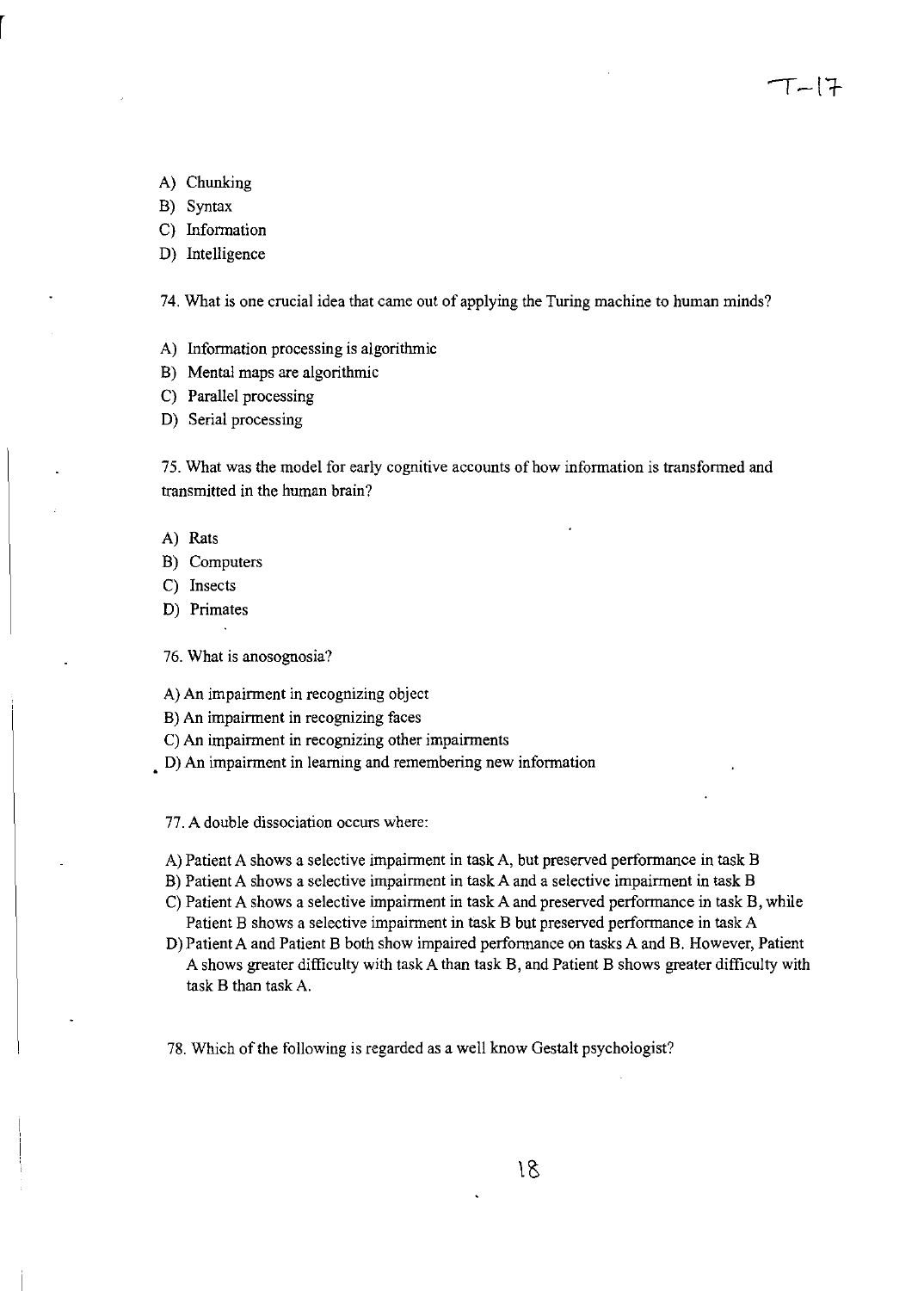A) Chunking
B) Syntax
C) Information
D) Intelligence

74. What is one crucial idea that came out of applying the Turing machine to human minds?

A) Information processing is algorithmic
B) Mental maps are algorithmic
C) Parallel processing
D) Serial processing

75. What was the model for early cognitive accounts of how information is transformed and transmitted in the human brain?

A) Rats
B) Computers
C) Insects
D) Primates

76. What is anosognosia?

A) An impairment in recognizing object
B) An impairment in recognizing faces
C) An impairment in recognizing other impairments
D) An impairment in learning and remembering new information

77. A double dissociation occurs where:

A) Patient A shows a selective impairment in task A, but preserved performance in task B
B) Patient A shows a selective impairment in task A and a selective impairment in task B
C) Patient A shows a selective impairment in task A and preserved performance in task B, while Patient B shows a selective impairment in task B but preserved performance in task A
D) Patient A and Patient B both show impaired performance on tasks A and B. However, Patient A shows greater difficulty with task A than task B, and Patient B shows greater difficulty with task B than task A.

78. Which of the following is regarded as a well know Gestalt psychologist?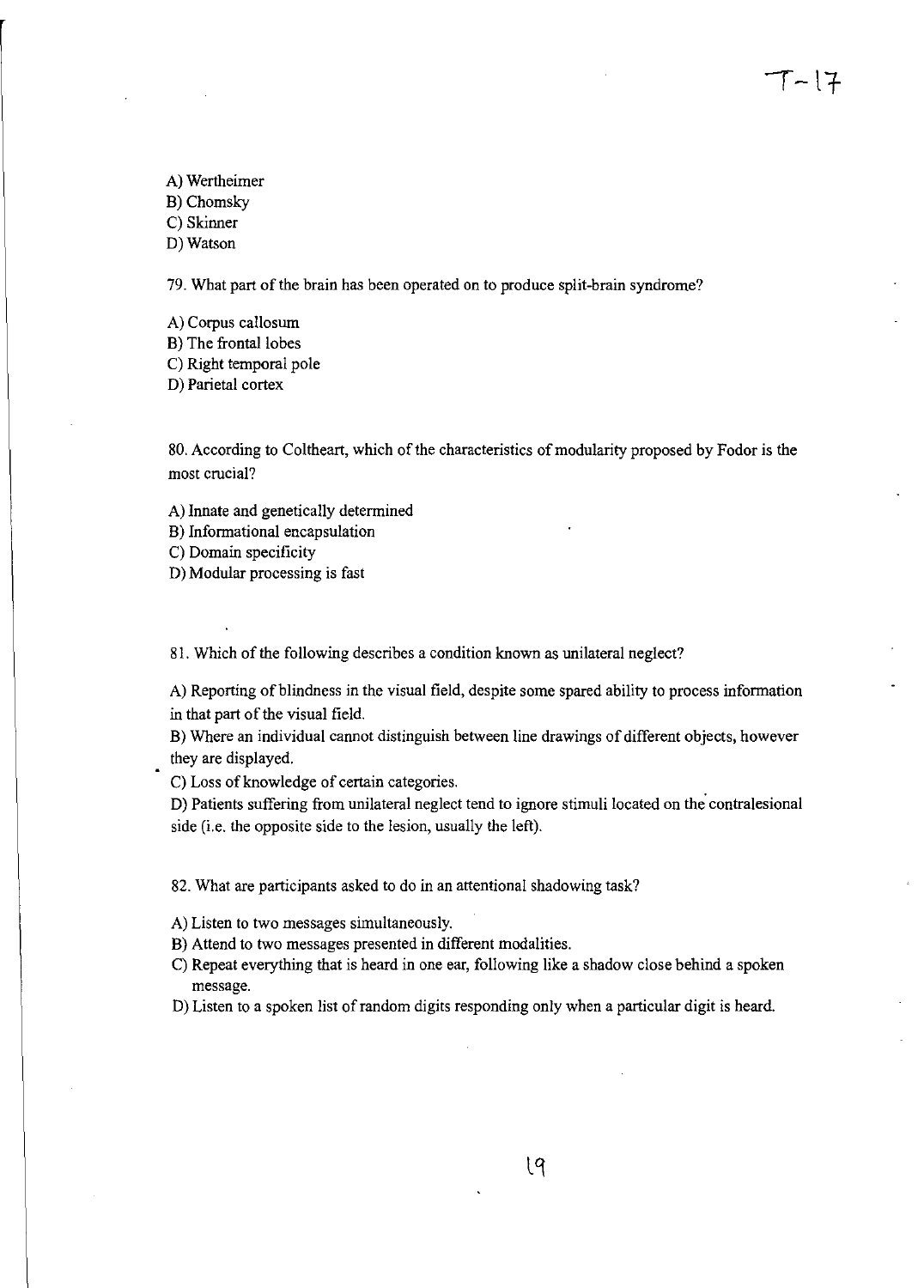A) Wertheimer
B) Chomsky
C) Skinner
D) Watson

79. What part of the brain has been operated on to produce split-brain syndrome?

A) Corpus callosum
B) The frontal lobes
C) Right temporal pole
D) Parietal cortex

80. According to Coltheart, which of the characteristics of modularity proposed by Fodor is the most crucial?

A) Innate and genetically determined
B) Informational encapsulation
C) Domain specificity
D) Modular processing is fast

81. Which of the following describes a condition known as unilateral neglect?

A) Reporting of blindness in the visual field, despite some spared ability to process information in that part of the visual field.
B) Where an individual cannot distinguish between line drawings of different objects, however they are displayed.
C) Loss of knowledge of certain categories.
D) Patients suffering from unilateral neglect tend to ignore stimuli located on the contralesional side (i.e. the opposite side to the lesion, usually the left).

82. What are participants asked to do in an attentional shadowing task?

A) Listen to two messages simultaneously.
B) Attend to two messages presented in different modalities.
C) Repeat everything that is heard in one ear, following like a shadow close behind a spoken message.
D) Listen to a spoken list of random digits responding only when a particular digit is heard.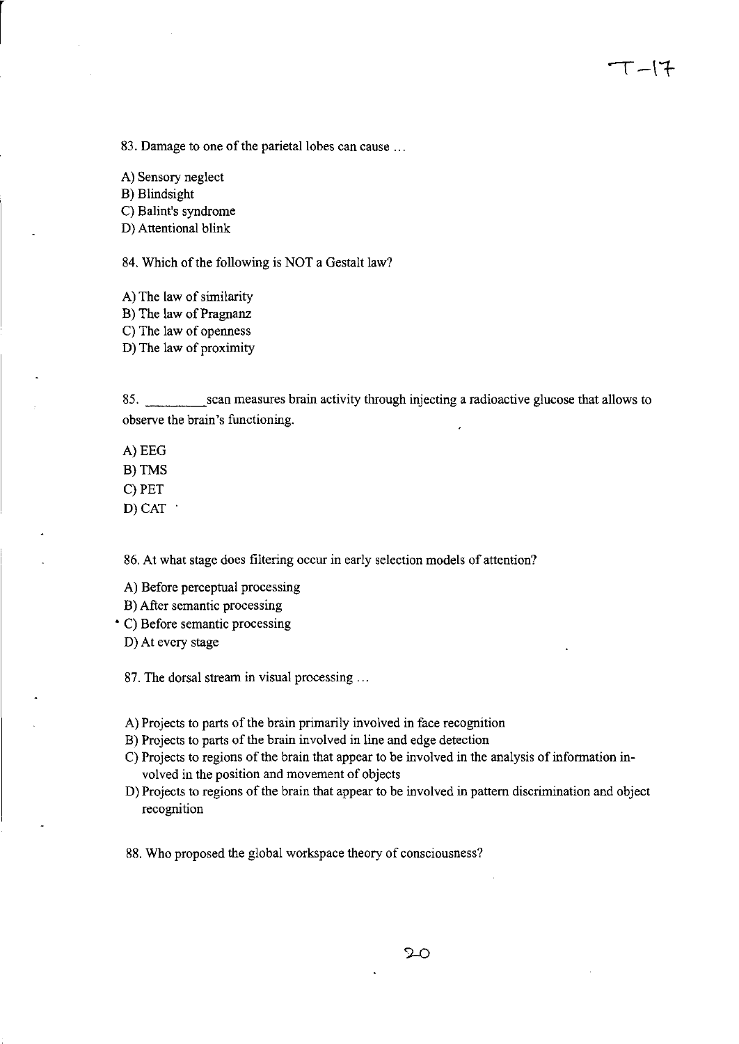83. Damage to one of the parietal lobes can cause ...

A) Sensory neglect
B) Blindsight
C) Balint's syndrome
D) Attentional blink

84. Which of the following is NOT a Gestalt law?

A) The law of similarity
B) The law of Pragnanz
C) The law of openness
D) The law of proximity

85. _________ scan measures brain activity through injecting a radioactive glucose that allows to observe the brain's functioning.

A) EEG
B) TMS
C) PET
D) CAT

86. At what stage does filtering occur in early selection models of attention?

A) Before perceptual processing
B) After semantic processing
C) Before semantic processing
D) At every stage

87. The dorsal stream in visual processing ...

A) Projects to parts of the brain primarily involved in face recognition
B) Projects to parts of the brain involved in line and edge detection
C) Projects to regions of the brain that appear to be involved in the analysis of information involved in the position and movement of objects
D) Projects to regions of the brain that appear to be involved in pattern discrimination and object recognition

88. Who proposed the global workspace theory of consciousness?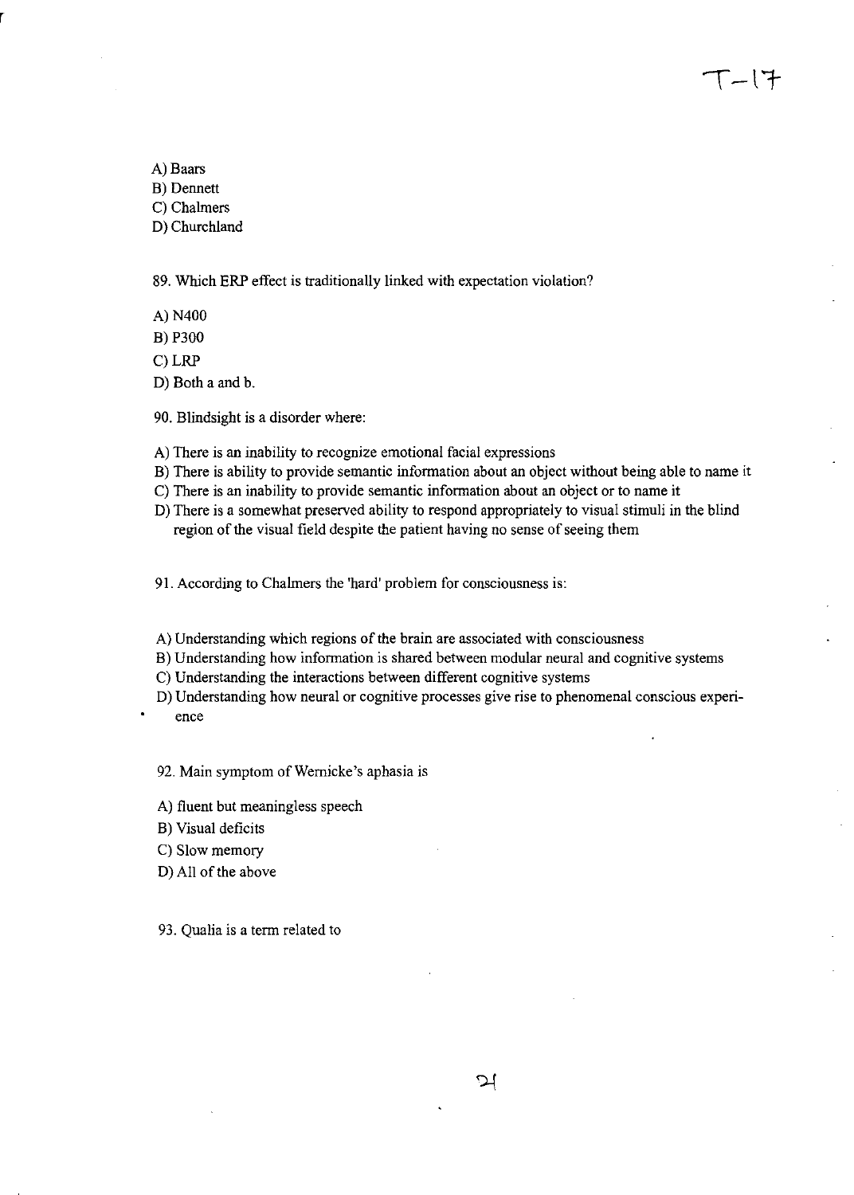A) Baars
B) Dennett
C) Chalmers
D) Churchland

89. Which ERP effect is traditionally linked with expectation violation?

A) N400
B) P300
C) LRP
D) Both a and b.

90. Blindsight is a disorder where:

A) There is an inability to recognize emotional facial expressions
B) There is ability to provide semantic information about an object without being able to name it
C) There is an inability to provide semantic information about an object or to name it
D) There is a somewhat preserved ability to respond appropriately to visual stimuli in the blind region of the visual field despite the patient having no sense of seeing them

91. According to Chalmers the 'hard' problem for consciousness is:

A) Understanding which regions of the brain are associated with consciousness
B) Understanding how information is shared between modular neural and cognitive systems
C) Understanding the interactions between different cognitive systems
D) Understanding how neural or cognitive processes give rise to phenomenal conscious experience

92. Main symptom of Wernicke's aphasia is

A) fluent but meaningless speech
B) Visual deficits
C) Slow memory
D) All of the above

93. Qualia is a term related to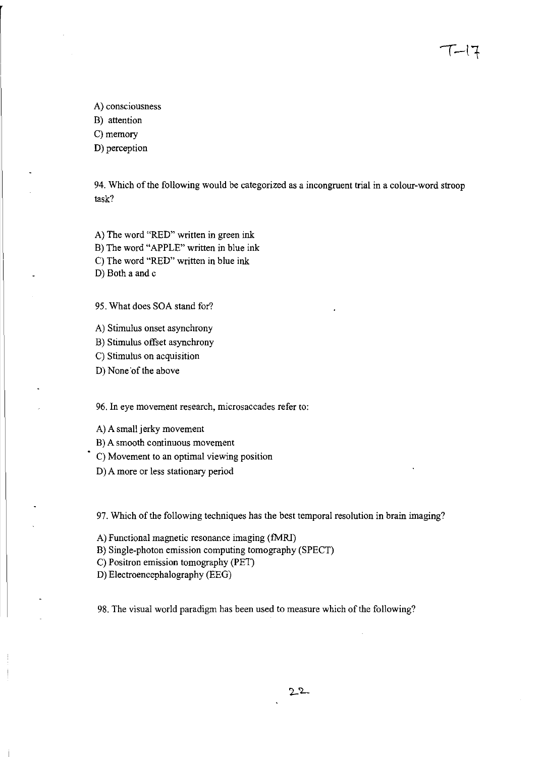A) consciousness

B) attention

C) memory

D) perception

94. Which of the following would be categorized as a incongruent trial in a colour-word stroop task?

A) The word "RED" written in green ink

B) The word "APPLE" written in blue ink

C) The word "RED" written in blue ink

D) Both a and c

95. What does SOA stand for?

A) Stimulus onset asynchrony

B) Stimulus offset asynchrony

C) Stimulus on acquisition

D) None of the above

96. In eye movement research, microsaccades refer to:

A) A small jerky movement

B) A smooth continuous movement

C) Movement to an optimal viewing position

D) A more or less stationary period

97. Which of the following techniques has the best temporal resolution in brain imaging?

A) Functional magnetic resonance imaging (fMRI)

B) Single-photon emission computing tomography (SPECT)

C) Positron emission tomography (PET)

D) Electroencephalography (EEG)

98. The visual world paradigm has been used to measure which of the following?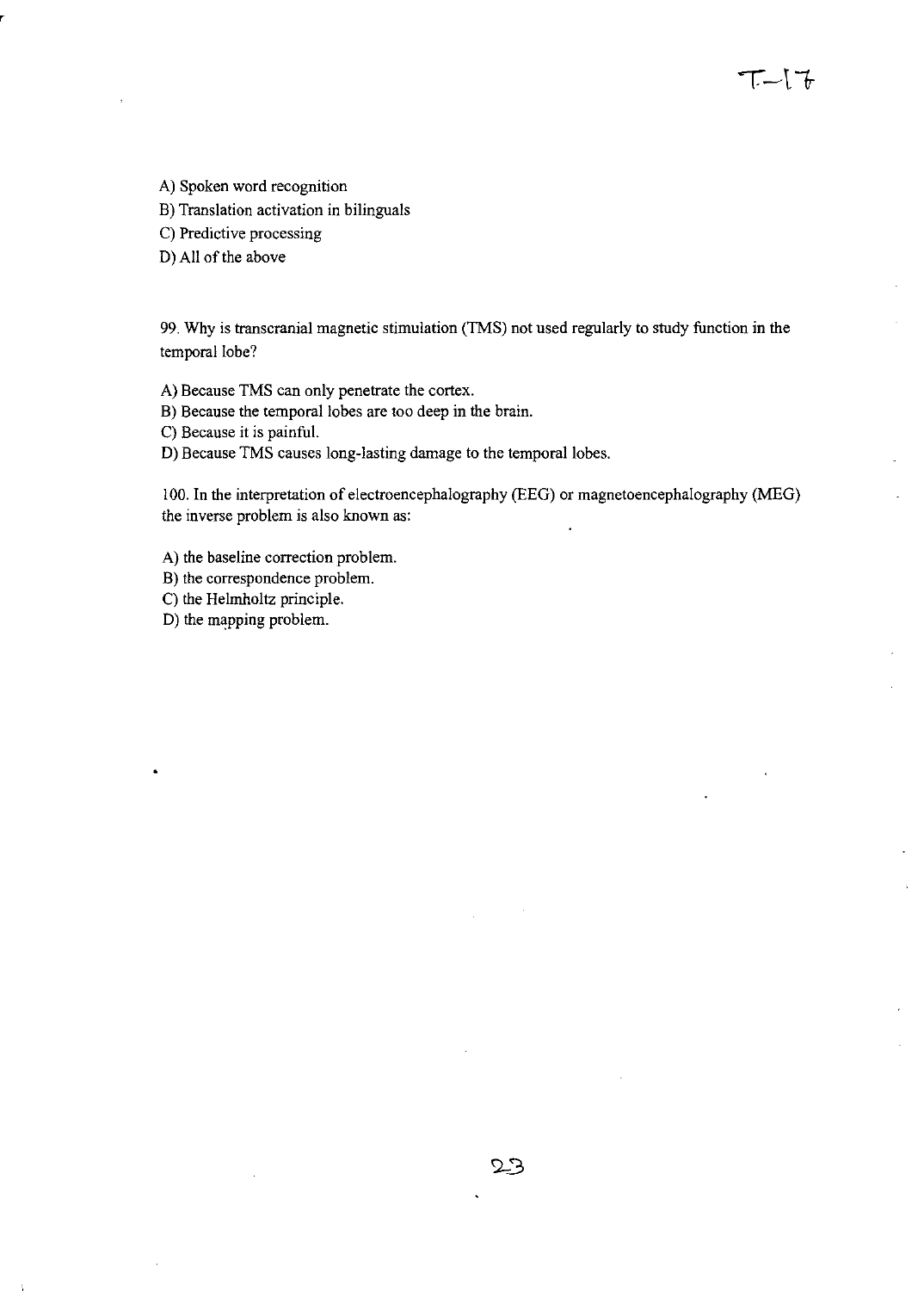A) Spoken word recognition
B) Translation activation in bilinguals
C) Predictive processing
D) All of the above

99. Why is transcranial magnetic stimulation (TMS) not used regularly to study function in the temporal lobe?

A) Because TMS can only penetrate the cortex.
B) Because the temporal lobes are too deep in the brain.
C) Because it is painful.
D) Because TMS causes long-lasting damage to the temporal lobes.

100. In the interpretation of electroencephalography (EEG) or magnetoencephalography (MEG) the inverse problem is also known as:

A) the baseline correction problem.
B) the correspondence problem.
C) the Helmholtz principle.
D) the mapping problem.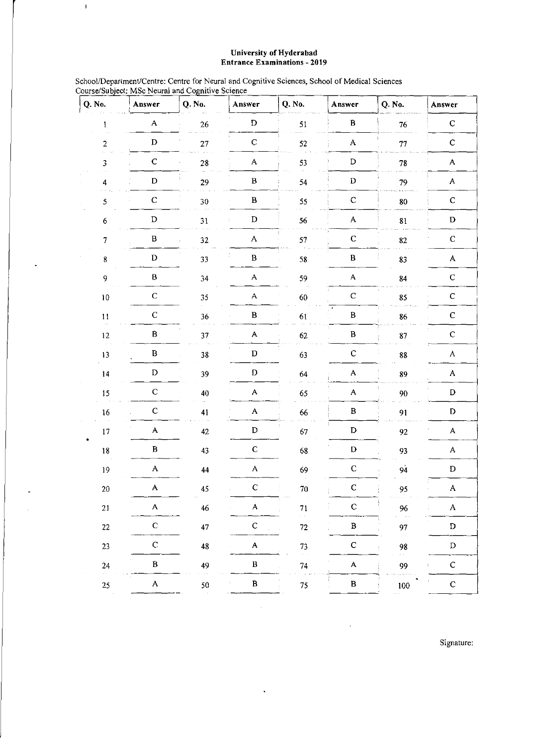**University of Hyderabad**
**Entrance Examinations - 2019**

School/Department/Centre: Centre for Neural and Cognitive Sciences, School of Medical Sciences
Course/Subject: MSc Neural and Cognitive Science

| Q. No. | Answer | Q. No. | Answer | Q. No. | Answer | Q. No. | Answer |
|---|---|---|---|---|---|---|---|
| 1 | A | 26 | D | 51 | B | 76 | C |
| 2 | D | 27 | C | 52 | A | 77 | C |
| 3 | C | 28 | A | 53 | D | 78 | A |
| 4 | D | 29 | B | 54 | D | 79 | A |
| 5 | C | 30 | B | 55 | C | 80 | C |
| 6 | D | 31 | D | 56 | A | 81 | D |
| 7 | B | 32 | A | 57 | C | 82 | C |
| 8 | D | 33 | B | 58 | B | 83 | A |
| 9 | B | 34 | A | 59 | A | 84 | C |
| 10 | C | 35 | A | 60 | C | 85 | C |
| 11 | C | 36 | B | 61 | B | 86 | C |
| 12 | B | 37 | A | 62 | B | 87 | C |
| 13 | B | 38 | D | 63 | C | 88 | A |
| 14 | D | 39 | D | 64 | A | 89 | A |
| 15 | C | 40 | A | 65 | A | 90 | D |
| 16 | C | 41 | A | 66 | B | 91 | D |
| 17 | A | 42 | D | 67 | D | 92 | A |
| 18 | B | 43 | C | 68 | D | 93 | A |
| 19 | A | 44 | A | 69 | C | 94 | D |
| 20 | A | 45 | C | 70 | C | 95 | A |
| 21 | A | 46 | A | 71 | C | 96 | A |
| 22 | C | 47 | C | 72 | B | 97 | D |
| 23 | C | 48 | A | 73 | C | 98 | D |
| 24 | B | 49 | B | 74 | A | 99 | C |
| 25 | A | 50 | B | 75 | B | 100 | C |

Signature: